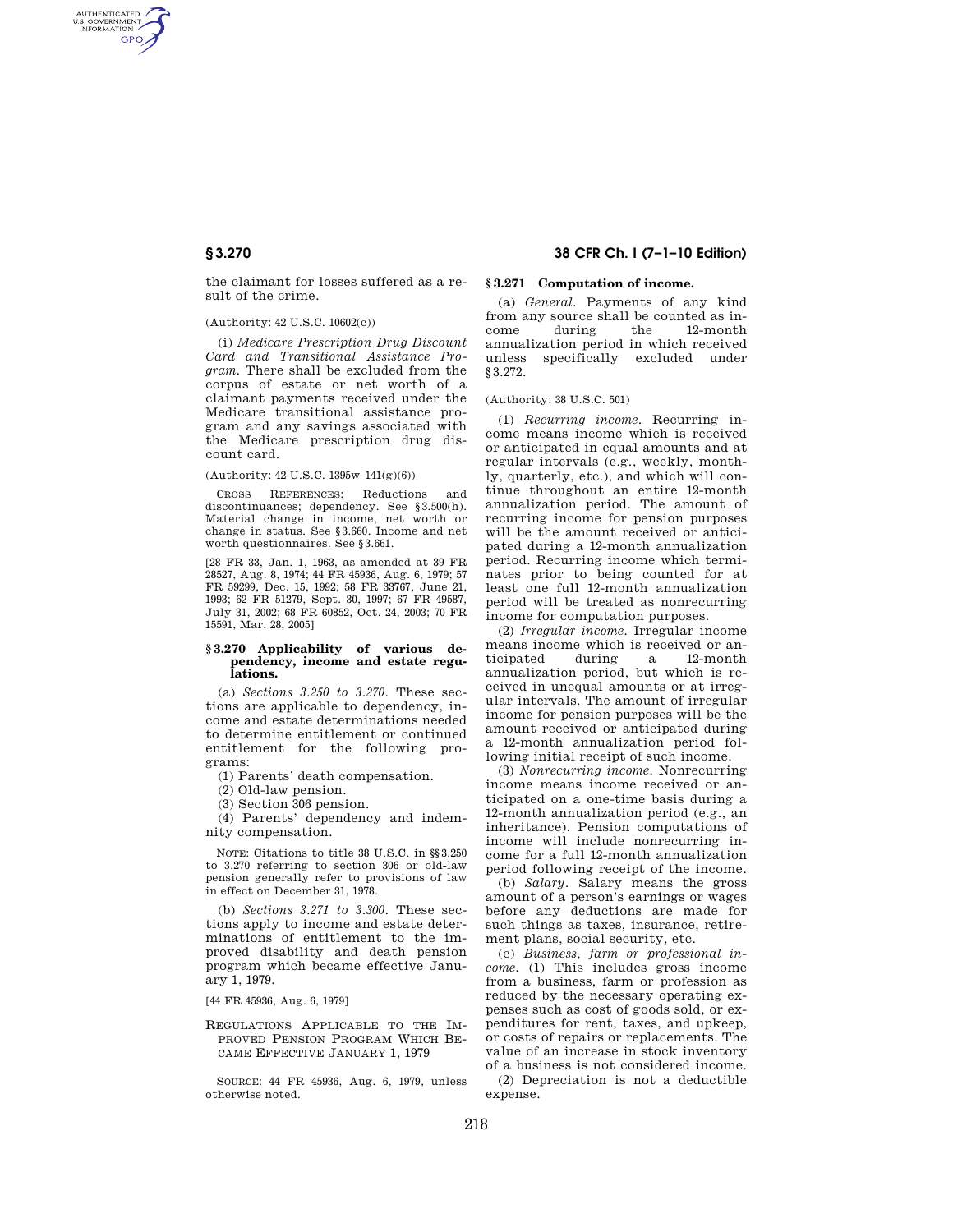the claimant for losses suffered as a result of the crime.

(Authority: 42 U.S.C. 10602(c))

(i) *Medicare Prescription Drug Discount Card and Transitional Assistance Program.* There shall be excluded from the corpus of estate or net worth of a claimant payments received under the Medicare transitional assistance program and any savings associated with the Medicare prescription drug discount card.

(Authority: 42 U.S.C. 1395w–141(g)(6))

CROSS REFERENCES: Reductions and discontinuances; dependency. See §3.500(h). Material change in income, net worth or change in status. See §3.660. Income and net worth questionnaires. See §3.661.

[28 FR 33, Jan. 1, 1963, as amended at 39 FR 28527, Aug. 8, 1974; 44 FR 45936, Aug. 6, 1979; 57 FR 59299, Dec. 15, 1992; 58 FR 33767, June 21, 1993; 62 FR 51279, Sept. 30, 1997; 67 FR 49587, July 31, 2002; 68 FR 60852, Oct. 24, 2003; 70 FR 15591, Mar. 28, 2005]

### §3.270 Applicability of various dependency, income and estate regulations.

(a) *Sections 3.250 to 3.270.* These sections are applicable to dependency, income and estate determinations needed to determine entitlement or continued entitlement for the following programs:

(1) Parents' death compensation.

(2) Old-law pension.

(3) Section 306 pension.

(4) Parents' dependency and indemnity compensation.

NOTE: Citations to title 38 U.S.C. in §§3.250 to 3.270 referring to section 306 or old-law pension generally refer to provisions of law in effect on December 31, 1978.

(b) *Sections 3.271 to 3.300.* These sections apply to income and estate determinations of entitlement to the improved disability and death pension program which became effective January 1, 1979.

[44 FR 45936, Aug. 6, 1979]

REGULATIONS APPLICABLE TO THE IMPROVED PENSION PROGRAM WHICH BECAME EFFECTIVE JANUARY 1, 1979

SOURCE: 44 FR 45936, Aug. 6, 1979, unless otherwise noted.

### §3.271 Computation of income.

(a) *General.* Payments of any kind from any source shall be counted as income during the 12-month annualization period in which received unless specifically excluded under §3.272.

(Authority: 38 U.S.C. 501)

(1) *Recurring income.* Recurring income means income which is received or anticipated in equal amounts and at regular intervals (e.g., weekly, monthly, quarterly, etc.), and which will continue throughout an entire 12-month annualization period. The amount of recurring income for pension purposes will be the amount received or anticipated during a 12-month annualization period. Recurring income which terminates prior to being counted for at least one full 12-month annualization period will be treated as nonrecurring income for computation purposes.

(2) *Irregular income.* Irregular income means income which is received or anticipated during a 12-month annualization period, but which is received in unequal amounts or at irregular intervals. The amount of irregular income for pension purposes will be the amount received or anticipated during a 12-month annualization period following initial receipt of such income.

(3) *Nonrecurring income.* Nonrecurring income means income received or anticipated on a one-time basis during a 12-month annualization period (e.g., an inheritance). Pension computations of income will include nonrecurring income for a full 12-month annualization period following receipt of the income.

(b) *Salary.* Salary means the gross amount of a person's earnings or wages before any deductions are made for such things as taxes, insurance, retirement plans, social security, etc.

(c) *Business, farm or professional income.* (1) This includes gross income from a business, farm or profession as reduced by the necessary operating expenses such as cost of goods sold, or expenditures for rent, taxes, and upkeep, or costs of repairs or replacements. The value of an increase in stock inventory of a business is not considered income.

(2) Depreciation is not a deductible expense.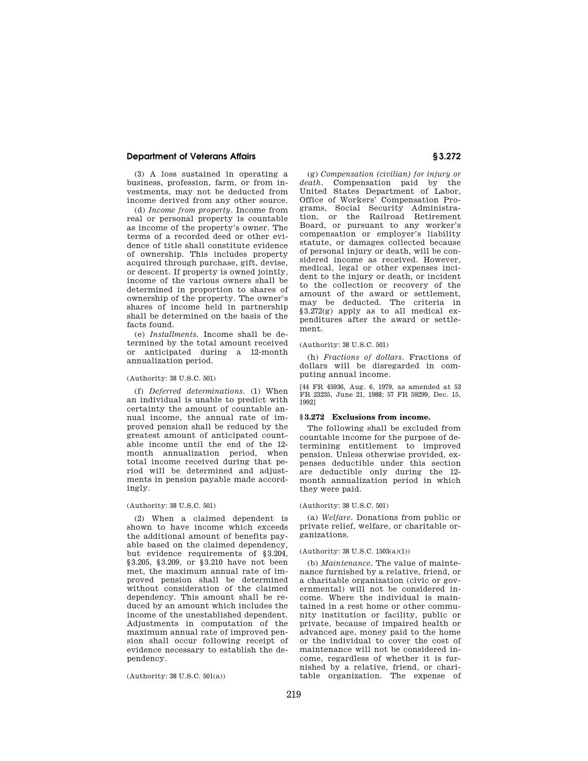(3) A loss sustained in operating a business, profession, farm, or from investments, may not be deducted from income derived from any other source.

(d) *Income from property.* Income from real or personal property is countable as income of the property's owner. The terms of a recorded deed or other evidence of title shall constitute evidence of ownership. This includes property acquired through purchase, gift, devise, or descent. If property is owned jointly, income of the various owners shall be determined in proportion to shares of ownership of the property. The owner's shares of income held in partnership shall be determined on the basis of the facts found.

(e) *Installments.* Income shall be determined by the total amount received or anticipated during a 12-month annualization period.

(Authority: 38 U.S.C. 501)

(f) *Deferred determinations.* (1) When an individual is unable to predict with certainty the amount of countable annual income, the annual rate of improved pension shall be reduced by the greatest amount of anticipated countable income until the end of the 12-month annualization period, when total income received during that period will be determined and adjustments in pension payable made accordingly.

(Authority: 38 U.S.C. 501)

(2) When a claimed dependent is shown to have income which exceeds the additional amount of benefits payable based on the claimed dependency, but evidence requirements of §3.204, §3.205, §3.209, or §3.210 have not been met, the maximum annual rate of improved pension shall be determined without consideration of the claimed dependency. This amount shall be reduced by an amount which includes the income of the unestablished dependent. Adjustments in computation of the maximum annual rate of improved pension shall occur following receipt of evidence necessary to establish the dependency.

(Authority: 38 U.S.C. 501(a))

(g) *Compensation (civilian) for injury or death.* Compensation paid by the United States Department of Labor, Office of Workers' Compensation Programs, Social Security Administration, or the Railroad Retirement Board, or pursuant to any worker's compensation or employer's liability statute, or damages collected because of personal injury or death, will be considered income as received. However, medical, legal or other expenses incident to the injury or death, or incident to the collection or recovery of the amount of the award or settlement, may be deducted. The criteria in §3.272(g) apply as to all medical expenditures after the award or settlement.

(Authority: 38 U.S.C. 501)

(h) *Fractions of dollars.* Fractions of dollars will be disregarded in computing annual income.

[44 FR 45936, Aug. 6, 1979, as amended at 53 FR 23235, June 21, 1988; 57 FR 59299, Dec. 15, 1992]

### §3.272 Exclusions from income.

The following shall be excluded from countable income for the purpose of determining entitlement to improved pension. Unless otherwise provided, expenses deductible under this section are deductible only during the 12-month annualization period in which they were paid.

(Authority: 38 U.S.C. 501)

(a) *Welfare.* Donations from public or private relief, welfare, or charitable organizations.

(Authority: 38 U.S.C. 1503(a)(1))

(b) *Maintenance.* The value of maintenance furnished by a relative, friend, or a charitable organization (civic or governmental) will not be considered income. Where the individual is maintained in a rest home or other community institution or facility, public or private, because of impaired health or advanced age, money paid to the home or the individual to cover the cost of maintenance will not be considered income, regardless of whether it is furnished by a relative, friend, or charitable organization. The expense of